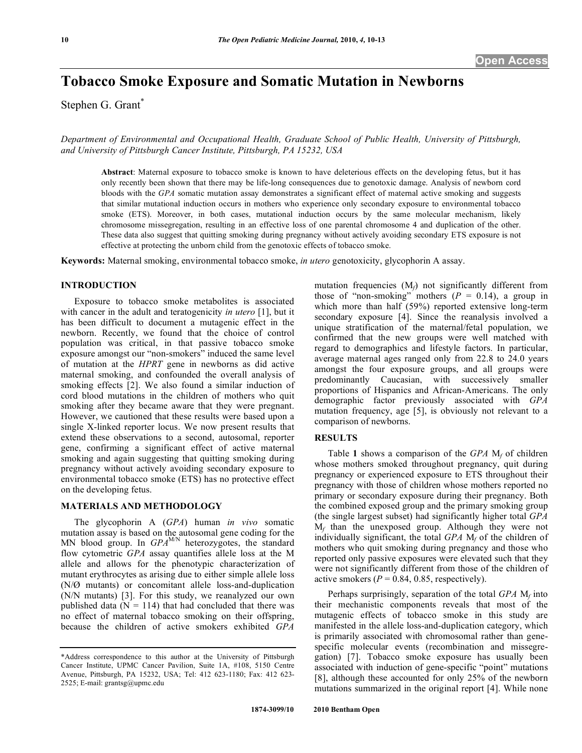# Tobacco Smoke Exposure and Somatic Mutation in Newborns

Stephen G. Grant[*]

*Department of Environmental and Occupational Health, Graduate School of Public Health, University of Pittsburgh, and University of Pittsburgh Cancer Institute, Pittsburgh, PA 15232, USA*

**Abstract**: Maternal exposure to tobacco smoke is known to have deleterious effects on the developing fetus, but it has only recently been shown that there may be life-long consequences due to genotoxic damage. Analysis of newborn cord bloods with the *GPA* somatic mutation assay demonstrates a significant effect of maternal active smoking and suggests that similar mutational induction occurs in mothers who experience only secondary exposure to environmental tobacco smoke (ETS). Moreover, in both cases, mutational induction occurs by the same molecular mechanism, likely chromosome missegregation, resulting in an effective loss of one parental chromosome 4 and duplication of the other. These data also suggest that quitting smoking during pregnancy without actively avoiding secondary ETS exposure is not effective at protecting the unborn child from the genotoxic effects of tobacco smoke.

**Keywords:** Maternal smoking, environmental tobacco smoke, *in utero* genotoxicity, glycophorin A assay.

## INTRODUCTION

Exposure to tobacco smoke metabolites is associated with cancer in the adult and teratogenicity *in utero* [1], but it has been difficult to document a mutagenic effect in the newborn. Recently, we found that the choice of control population was critical, in that passive tobacco smoke exposure amongst our "non-smokers" induced the same level of mutation at the *HPRT* gene in newborns as did active maternal smoking, and confounded the overall analysis of smoking effects [2]. We also found a similar induction of cord blood mutations in the children of mothers who quit smoking after they became aware that they were pregnant. However, we cautioned that these results were based upon a single X-linked reporter locus. We now present results that extend these observations to a second, autosomal, reporter gene, confirming a significant effect of active maternal smoking and again suggesting that quitting smoking during pregnancy without actively avoiding secondary exposure to environmental tobacco smoke (ETS) has no protective effect on the developing fetus.

## MATERIALS AND METHODOLOGY

The glycophorin A (*GPA*) human *in vivo* somatic mutation assay is based on the autosomal gene coding for the MN blood group. In $GPA^{M/N}$ heterozygotes, the standard flow cytometric *GPA* assay quantifies allele loss at the M allele and allows for the phenotypic characterization of mutant erythrocytes as arising due to either simple allele loss (N/Ø mutants) or concomitant allele loss-and-duplication (N/N mutants) [3]. For this study, we reanalyzed our own published data (N = 114) that had concluded that there was no effect of maternal tobacco smoking on their offspring, because the children of active smokers exhibited *GPA* mutation frequencies ($M_f$) not significantly different from those of "non-smoking" mothers ($P$ = 0.14), a group in which more than half (59%) reported extensive long-term secondary exposure [4]. Since the reanalysis involved a unique stratification of the maternal/fetal population, we confirmed that the new groups were well matched with regard to demographics and lifestyle factors. In particular, average maternal ages ranged only from 22.8 to 24.0 years amongst the four exposure groups, and all groups were predominantly Caucasian, with successively smaller proportions of Hispanics and African-Americans. The only demographic factor previously associated with *GPA* mutation frequency, age [5], is obviously not relevant to a comparison of newborns.

## RESULTS

Table **1** shows a comparison of the *GPA* $M_f$ of children whose mothers smoked throughout pregnancy, quit during pregnancy or experienced exposure to ETS throughout their pregnancy with those of children whose mothers reported no primary or secondary exposure during their pregnancy. Both the combined exposed group and the primary smoking group (the single largest subset) had significantly higher total *GPA* $M_f$ than the unexposed group. Although they were not individually significant, the total *GPA* $M_f$ of the children of mothers who quit smoking during pregnancy and those who reported only passive exposures were elevated such that they were not significantly different from those of the children of active smokers ($P$ = 0.84, 0.85, respectively).

Perhaps surprisingly, separation of the total *GPA* $M_f$ into their mechanistic components reveals that most of the mutagenic effects of tobacco smoke in this study are manifested in the allele loss-and-duplication category, which is primarily associated with chromosomal rather than gene-specific molecular events (recombination and missegregation) [7]. Tobacco smoke exposure has usually been associated with induction of gene-specific "point" mutations [8], although these accounted for only 25% of the newborn mutations summarized in the original report [4]. While none

*Address correspondence to this author at the University of Pittsburgh Cancer Institute, UPMC Cancer Pavilion, Suite 1A, #108, 5150 Centre Avenue, Pittsburgh, PA 15232, USA; Tel: 412 623-1180; Fax: 412 623-2525; E-mail: grantsg@upmc.edu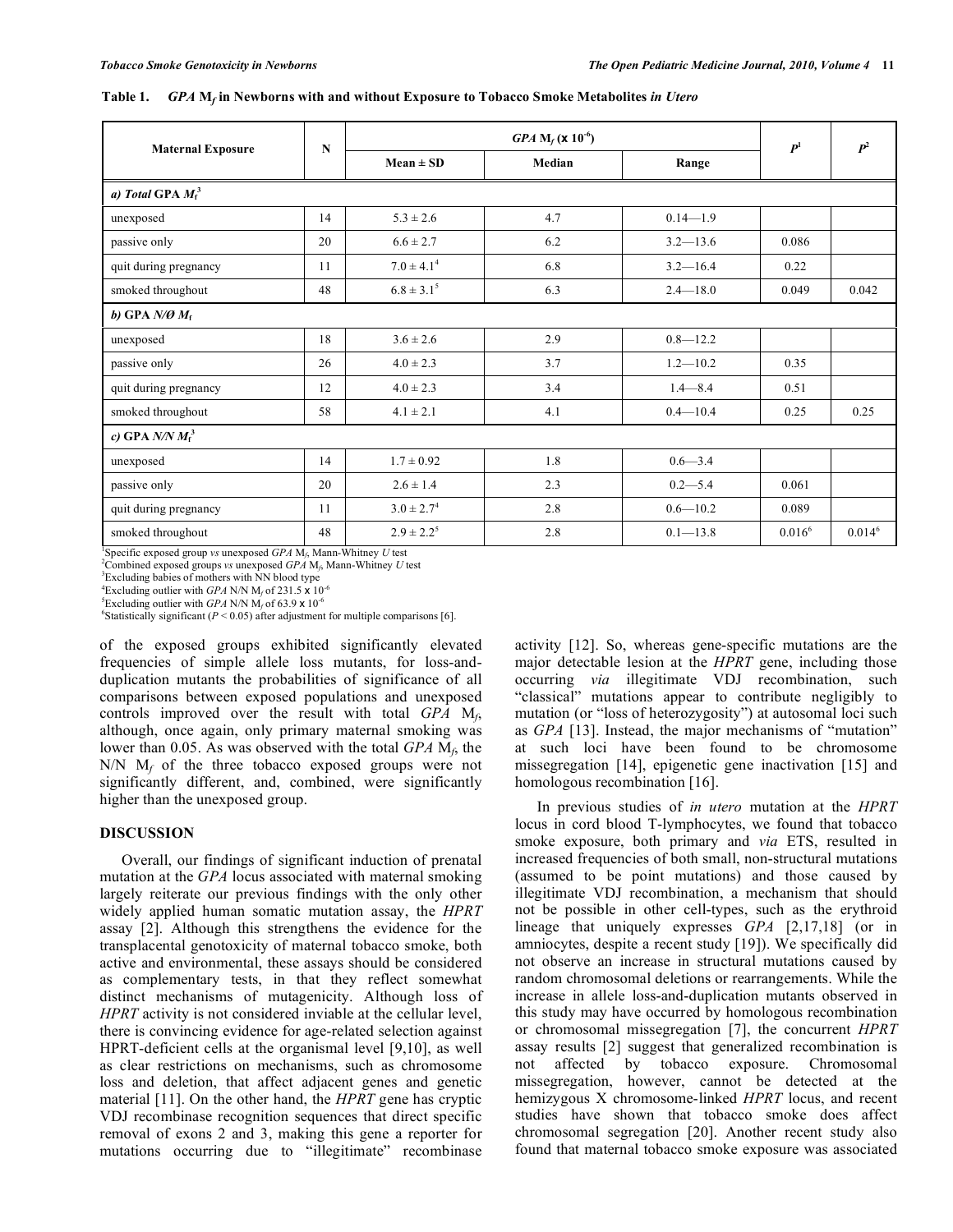**Table 1.** *GPA* $M_f$ **in Newborns with and without Exposure to Tobacco Smoke Metabolites** ***in Utero***

| Maternal Exposure | N | *GPA* $M_f$ (x $10^{-6}$) | | | $P^1$ | $P^2$ |
|---|---|---|---|---|---|---|
| | | Mean ± SD | Median | Range | | |
| ***a) Total* GPA** $M_f$**[3]** | | | | | | |
| unexposed | 14 | 5.3 ± 2.6 | 4.7 | 0.14—1.9 | | |
| passive only | 20 | 6.6 ± 2.7 | 6.2 | 3.2—13.6 | 0.086 | |
| quit during pregnancy | 11 | 7.0 ± 4.1[4] | 6.8 | 3.2—16.4 | 0.22 | |
| smoked throughout | 48 | 6.8 ± 3.1[5] | 6.3 | 2.4—18.0 | 0.049 | 0.042 |
| ***b)* GPA *N/Ø*** $M_f$ | | | | | | |
| unexposed | 18 | 3.6 ± 2.6 | 2.9 | 0.8—12.2 | | |
| passive only | 26 | 4.0 ± 2.3 | 3.7 | 1.2—10.2 | 0.35 | |
| quit during pregnancy | 12 | 4.0 ± 2.3 | 3.4 | 1.4—8.4 | 0.51 | |
| smoked throughout | 58 | 4.1 ± 2.1 | 4.1 | 0.4—10.4 | 0.25 | 0.25 |
| ***c)* GPA *N/N*** $M_f$**[3]** | | | | | | |
| unexposed | 14 | 1.7 ± 0.92 | 1.8 | 0.6—3.4 | | |
| passive only | 20 | 2.6 ± 1.4 | 2.3 | 0.2—5.4 | 0.061 | |
| quit during pregnancy | 11 | 3.0 ± 2.7[4] | 2.8 | 0.6—10.2 | 0.089 | |
| smoked throughout | 48 | 2.9 ± 2.2[5] | 2.8 | 0.1—13.8 | 0.016[6] | 0.014[6] |

[1]Specific exposed group *vs* unexposed *GPA* $M_f$, Mann-Whitney *U* test
[2]Combined exposed groups *vs* unexposed *GPA* $M_f$, Mann-Whitney *U* test
[3]Excluding babies of mothers with NN blood type
[4]Excluding outlier with *GPA* N/N $M_f$ of 231.5 x $10^{-6}$
[5]Excluding outlier with *GPA* N/N $M_f$ of 63.9 x $10^{-6}$
[6]Statistically significant ($P < 0.05$) after adjustment for multiple comparisons [6].

of the exposed groups exhibited significantly elevated frequencies of simple allele loss mutants, for loss-and-duplication mutants the probabilities of significance of all comparisons between exposed populations and unexposed controls improved over the result with total *GPA* $M_f$, although, once again, only primary maternal smoking was lower than 0.05. As was observed with the total *GPA* $M_f$, the N/N $M_f$ of the three tobacco exposed groups were not significantly different, and, combined, were significantly higher than the unexposed group.

## DISCUSSION

Overall, our findings of significant induction of prenatal mutation at the *GPA* locus associated with maternal smoking largely reiterate our previous findings with the only other widely applied human somatic mutation assay, the *HPRT* assay [2]. Although this strengthens the evidence for the transplacental genotoxicity of maternal tobacco smoke, both active and environmental, these assays should be considered as complementary tests, in that they reflect somewhat distinct mechanisms of mutagenicity. Although loss of *HPRT* activity is not considered inviable at the cellular level, there is convincing evidence for age-related selection against HPRT-deficient cells at the organismal level [9,10], as well as clear restrictions on mechanisms, such as chromosome loss and deletion, that affect adjacent genes and genetic material [11]. On the other hand, the *HPRT* gene has cryptic VDJ recombinase recognition sequences that direct specific removal of exons 2 and 3, making this gene a reporter for mutations occurring due to "illegitimate" recombinase activity [12]. So, whereas gene-specific mutations are the major detectable lesion at the *HPRT* gene, including those occurring *via* illegitimate VDJ recombination, such "classical" mutations appear to contribute negligibly to mutation (or "loss of heterozygosity") at autosomal loci such as *GPA* [13]. Instead, the major mechanisms of "mutation" at such loci have been found to be chromosome missegregation [14], epigenetic gene inactivation [15] and homologous recombination [16].

In previous studies of *in utero* mutation at the *HPRT* locus in cord blood T-lymphocytes, we found that tobacco smoke exposure, both primary and *via* ETS, resulted in increased frequencies of both small, non-structural mutations (assumed to be point mutations) and those caused by illegitimate VDJ recombination, a mechanism that should not be possible in other cell-types, such as the erythroid lineage that uniquely expresses *GPA* [2,17,18] (or in amniocytes, despite a recent study [19]). We specifically did not observe an increase in structural mutations caused by random chromosomal deletions or rearrangements. While the increase in allele loss-and-duplication mutants observed in this study may have occurred by homologous recombination or chromosomal missegregation [7], the concurrent *HPRT* assay results [2] suggest that generalized recombination is not affected by tobacco exposure. Chromosomal missegregation, however, cannot be detected at the hemizygous X chromosome-linked *HPRT* locus, and recent studies have shown that tobacco smoke does affect chromosomal segregation [20]. Another recent study also found that maternal tobacco smoke exposure was associated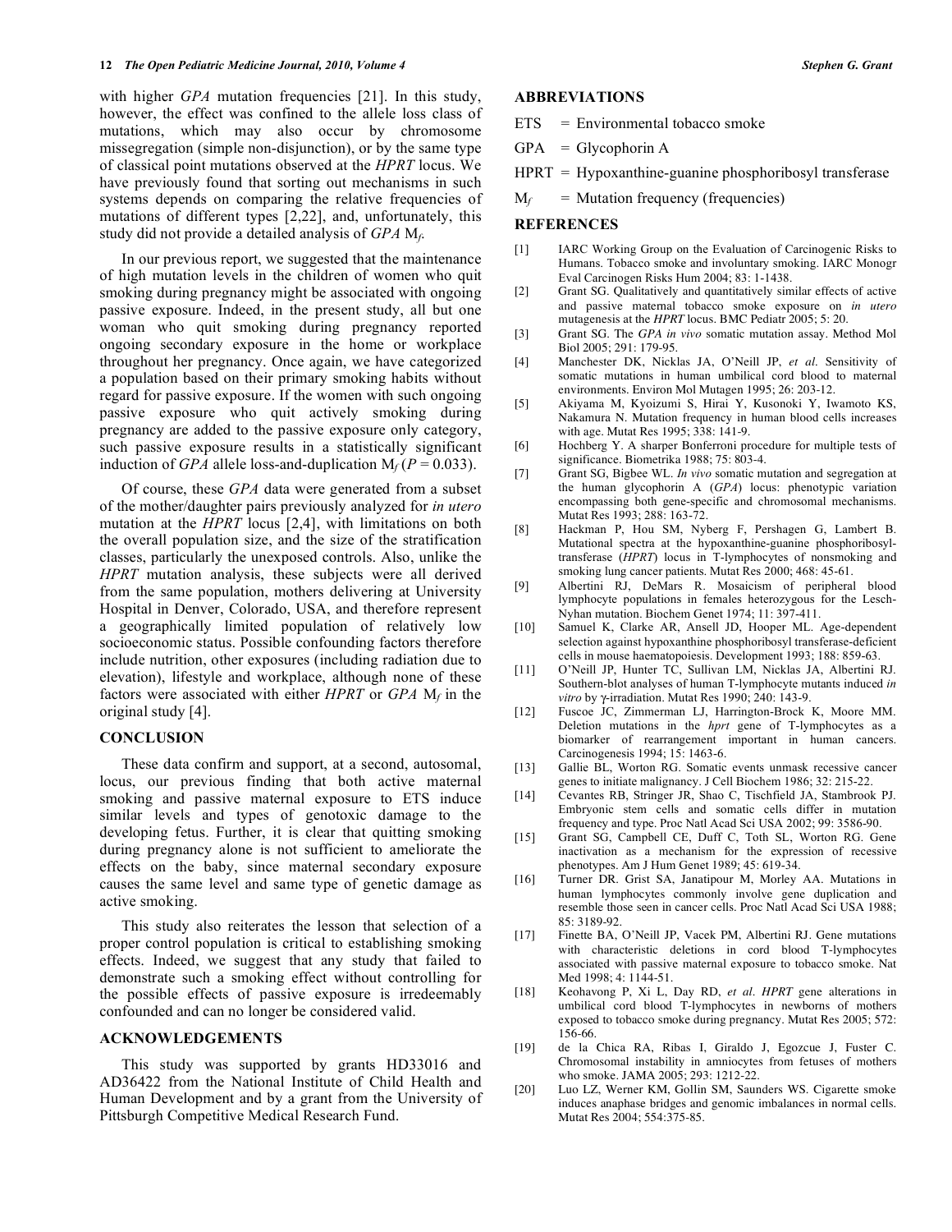with higher *GPA* mutation frequencies [21]. In this study, however, the effect was confined to the allele loss class of mutations, which may also occur by chromosome missegregation (simple non-disjunction), or by the same type of classical point mutations observed at the *HPRT* locus. We have previously found that sorting out mechanisms in such systems depends on comparing the relative frequencies of mutations of different types [2,22], and, unfortunately, this study did not provide a detailed analysis of *GPA* $M_f$.

In our previous report, we suggested that the maintenance of high mutation levels in the children of women who quit smoking during pregnancy might be associated with ongoing passive exposure. Indeed, in the present study, all but one woman who quit smoking during pregnancy reported ongoing secondary exposure in the home or workplace throughout her pregnancy. Once again, we have categorized a population based on their primary smoking habits without regard for passive exposure. If the women with such ongoing passive exposure who quit actively smoking during pregnancy are added to the passive exposure only category, such passive exposure results in a statistically significant induction of *GPA* allele loss-and-duplication $M_f$ ($P = 0.033$).

Of course, these *GPA* data were generated from a subset of the mother/daughter pairs previously analyzed for *in utero* mutation at the *HPRT* locus [2,4], with limitations on both the overall population size, and the size of the stratification classes, particularly the unexposed controls. Also, unlike the *HPRT* mutation analysis, these subjects were all derived from the same population, mothers delivering at University Hospital in Denver, Colorado, USA, and therefore represent a geographically limited population of relatively low socioeconomic status. Possible confounding factors therefore include nutrition, other exposures (including radiation due to elevation), lifestyle and workplace, although none of these factors were associated with either *HPRT* or *GPA* $M_f$ in the original study [4].

## CONCLUSION

These data confirm and support, at a second, autosomal, locus, our previous finding that both active maternal smoking and passive maternal exposure to ETS induce similar levels and types of genotoxic damage to the developing fetus. Further, it is clear that quitting smoking during pregnancy alone is not sufficient to ameliorate the effects on the baby, since maternal secondary exposure causes the same level and same type of genetic damage as active smoking.

This study also reiterates the lesson that selection of a proper control population is critical to establishing smoking effects. Indeed, we suggest that any study that failed to demonstrate such a smoking effect without controlling for the possible effects of passive exposure is irredeemably confounded and can no longer be considered valid.

## ACKNOWLEDGEMENTS

This study was supported by grants HD33016 and AD36422 from the National Institute of Child Health and Human Development and by a grant from the University of Pittsburgh Competitive Medical Research Fund.

## ABBREVIATIONS

ETS = Environmental tobacco smoke

GPA = Glycophorin A

HPRT = Hypoxanthine-guanine phosphoribosyl transferase

$M_f$ = Mutation frequency (frequencies)

## REFERENCES

[1] IARC Working Group on the Evaluation of Carcinogenic Risks to Humans. Tobacco smoke and involuntary smoking. IARC Monogr Eval Carcinogen Risks Hum 2004; 83: 1-1438.

[2] Grant SG. Qualitatively and quantitatively similar effects of active and passive maternal tobacco smoke exposure on *in utero* mutagenesis at the *HPRT* locus. BMC Pediatr 2005; 5: 20.

[3] Grant SG. The *GPA in vivo* somatic mutation assay. Method Mol Biol 2005; 291: 179-95.

[4] Manchester DK, Nicklas JA, O'Neill JP, *et al*. Sensitivity of somatic mutations in human umbilical cord blood to maternal environments. Environ Mol Mutagen 1995; 26: 203-12.

[5] Akiyama M, Kyoizumi S, Hirai Y, Kusonoki Y, Iwamoto KS, Nakamura N. Mutation frequency in human blood cells increases with age. Mutat Res 1995; 338: 141-9.

[6] Hochberg Y. A sharper Bonferroni procedure for multiple tests of significance. Biometrika 1988; 75: 803-4.

[7] Grant SG, Bigbee WL. *In vivo* somatic mutation and segregation at the human glycophorin A (*GPA*) locus: phenotypic variation encompassing both gene-specific and chromosomal mechanisms. Mutat Res 1993; 288: 163-72.

[8] Hackman P, Hou SM, Nyberg F, Pershagen G, Lambert B. Mutational spectra at the hypoxanthine-guanine phosphoribosyl-transferase (*HPRT*) locus in T-lymphocytes of nonsmoking and smoking lung cancer patients. Mutat Res 2000; 468: 45-61.

[9] Albertini RJ, DeMars R. Mosaicism of peripheral blood lymphocyte populations in females heterozygous for the Lesch-Nyhan mutation. Biochem Genet 1974; 11: 397-411.

[10] Samuel K, Clarke AR, Ansell JD, Hooper ML. Age-dependent selection against hypoxanthine phosphoribosyl transferase-deficient cells in mouse haematopoiesis. Development 1993; 188: 859-63.

[11] O'Neill JP, Hunter TC, Sullivan LM, Nicklas JA, Albertini RJ. Southern-blot analyses of human T-lymphocyte mutants induced *in vitro* by γ-irradiation. Mutat Res 1990; 240: 143-9.

[12] Fuscoe JC, Zimmerman LJ, Harrington-Brock K, Moore MM. Deletion mutations in the *hprt* gene of T-lymphocytes as a biomarker of rearrangement important in human cancers. Carcinogenesis 1994; 15: 1463-6.

[13] Gallie BL, Worton RG. Somatic events unmask recessive cancer genes to initiate malignancy. J Cell Biochem 1986; 32: 215-22.

[14] Cevantes RB, Stringer JR, Shao C, Tischfield JA, Stambrook PJ. Embryonic stem cells and somatic cells differ in mutation frequency and type. Proc Natl Acad Sci USA 2002; 99: 3586-90.

[15] Grant SG, Campbell CE, Duff C, Toth SL, Worton RG. Gene inactivation as a mechanism for the expression of recessive phenotypes. Am J Hum Genet 1989; 45: 619-34.

[16] Turner DR. Grist SA, Janatipour M, Morley AA. Mutations in human lymphocytes commonly involve gene duplication and resemble those seen in cancer cells. Proc Natl Acad Sci USA 1988; 85: 3189-92.

[17] Finette BA, O'Neill JP, Vacek PM, Albertini RJ. Gene mutations with characteristic deletions in cord blood T-lymphocytes associated with passive maternal exposure to tobacco smoke. Nat Med 1998; 4: 1144-51.

[18] Keohavong P, Xi L, Day RD, *et al*. *HPRT* gene alterations in umbilical cord blood T-lymphocytes in newborns of mothers exposed to tobacco smoke during pregnancy. Mutat Res 2005; 572: 156-66.

[19] de la Chica RA, Ribas I, Giraldo J, Egozcue J, Fuster C. Chromosomal instability in amniocytes from fetuses of mothers who smoke. JAMA 2005; 293: 1212-22.

[20] Luo LZ, Werner KM, Gollin SM, Saunders WS. Cigarette smoke induces anaphase bridges and genomic imbalances in normal cells. Mutat Res 2004; 554:375-85.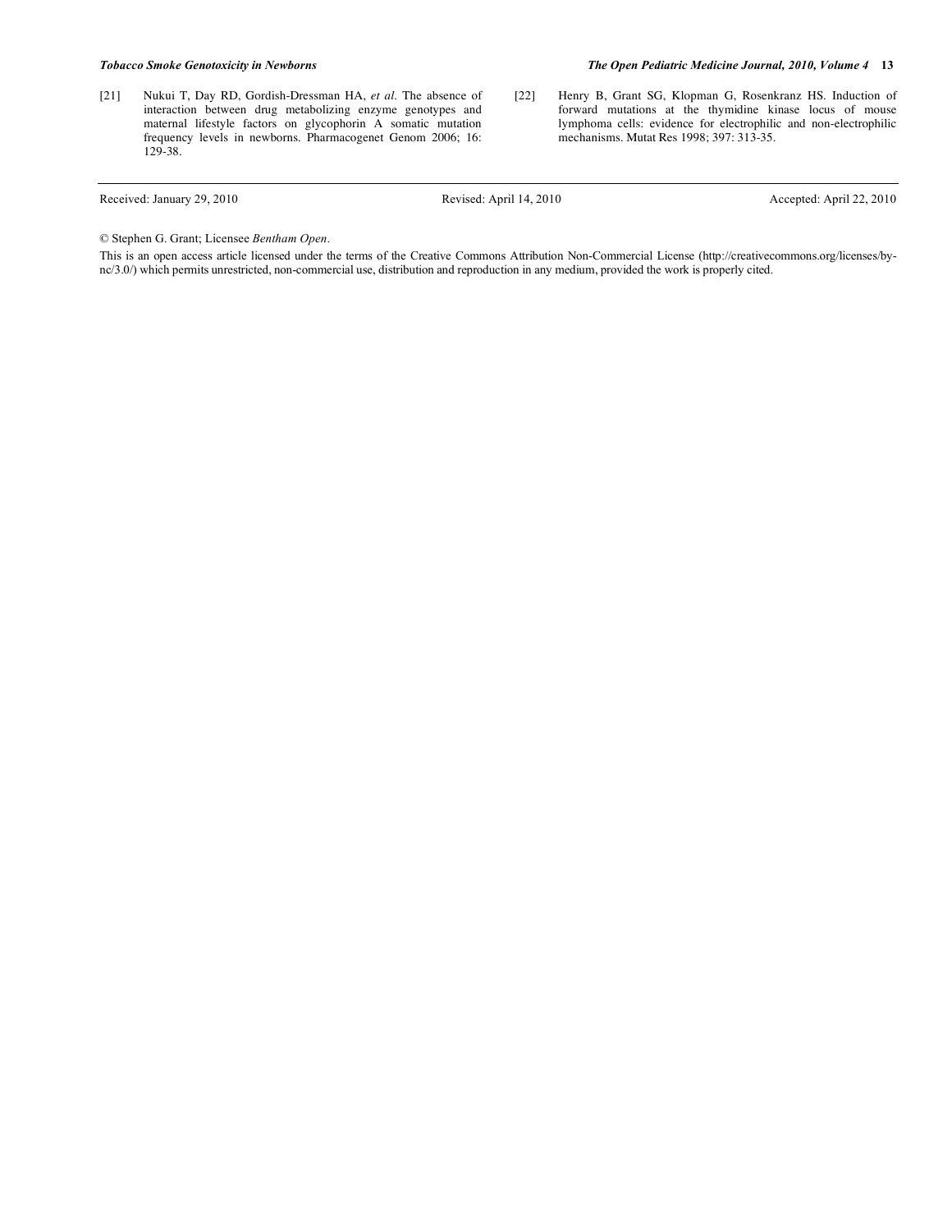[21] Nukui T, Day RD, Gordish-Dressman HA, *et al*. The absence of interaction between drug metabolizing enzyme genotypes and maternal lifestyle factors on glycophorin A somatic mutation frequency levels in newborns. Pharmacogenet Genom 2006; 16: 129-38.

[22] Henry B, Grant SG, Klopman G, Rosenkranz HS. Induction of forward mutations at the thymidine kinase locus of mouse lymphoma cells: evidence for electrophilic and non-electrophilic mechanisms. Mutat Res 1998; 397: 313-35.

---

Received: January 29, 2010 Revised: April 14, 2010 Accepted: April 22, 2010

© Stephen G. Grant; Licensee *Bentham Open*.

This is an open access article licensed under the terms of the Creative Commons Attribution Non-Commercial License (http://creativecommons.org/licenses/by-nc/3.0/) which permits unrestricted, non-commercial use, distribution and reproduction in any medium, provided the work is properly cited.